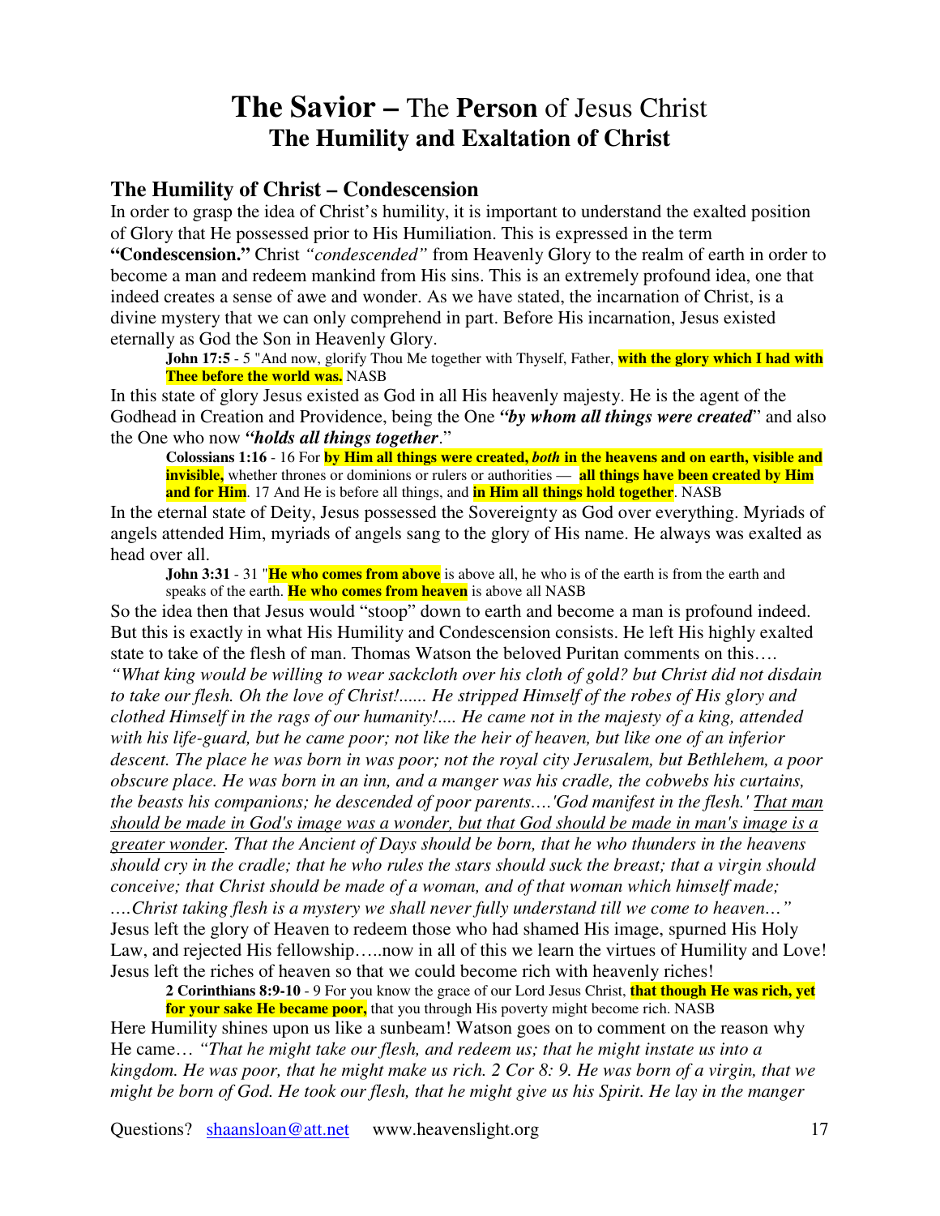# **The Savior –** The **Person** of Jesus Christ
## The Humility and Exaltation of Christ

### The Humility of Christ – Condescension

In order to grasp the idea of Christ's humility, it is important to understand the exalted position of Glory that He possessed prior to His Humiliation. This is expressed in the term **"Condescension."** Christ *"condescended"* from Heavenly Glory to the realm of earth in order to become a man and redeem mankind from His sins. This is an extremely profound idea, one that indeed creates a sense of awe and wonder. As we have stated, the incarnation of Christ, is a divine mystery that we can only comprehend in part. Before His incarnation, Jesus existed eternally as God the Son in Heavenly Glory.

> **John 17:5** - 5 "And now, glorify Thou Me together with Thyself, Father, **with the glory which I had with Thee before the world was.** NASB

In this state of glory Jesus existed as God in all His heavenly majesty. He is the agent of the Godhead in Creation and Providence, being the One ***"by whom all things were created***" and also the One who now ***"holds all things together***."

> **Colossians 1:16** - 16 For **by Him all things were created, *both* in the heavens and on earth, visible and invisible,** whether thrones or dominions or rulers or authorities — **all things have been created by Him and for Him**. 17 And He is before all things, and **in Him all things hold together**. NASB

In the eternal state of Deity, Jesus possessed the Sovereignty as God over everything. Myriads of angels attended Him, myriads of angels sang to the glory of His name. He always was exalted as head over all.

> **John 3:31** - 31 "**He who comes from above** is above all, he who is of the earth is from the earth and speaks of the earth. **He who comes from heaven** is above all NASB

So the idea then that Jesus would "stoop" down to earth and become a man is profound indeed. But this is exactly in what His Humility and Condescension consists. He left His highly exalted state to take of the flesh of man. Thomas Watson the beloved Puritan comments on this….
*"What king would be willing to wear sackcloth over his cloth of gold? but Christ did not disdain to take our flesh. Oh the love of Christ!...... He stripped Himself of the robes of His glory and clothed Himself in the rags of our humanity!.... He came not in the majesty of a king, attended with his life-guard, but he came poor; not like the heir of heaven, but like one of an inferior descent. The place he was born in was poor; not the royal city Jerusalem, but Bethlehem, a poor obscure place. He was born in an inn, and a manger was his cradle, the cobwebs his curtains, the beasts his companions; he descended of poor parents….'God manifest in the flesh.' <u>That man should be made in God's image was a wonder, but that God should be made in man's image is a greater wonder</u>. That the Ancient of Days should be born, that he who thunders in the heavens should cry in the cradle; that he who rules the stars should suck the breast; that a virgin should conceive; that Christ should be made of a woman, and of that woman which himself made; ….Christ taking flesh is a mystery we shall never fully understand till we come to heaven…"*
Jesus left the glory of Heaven to redeem those who had shamed His image, spurned His Holy Law, and rejected His fellowship…..now in all of this we learn the virtues of Humility and Love! Jesus left the riches of heaven so that we could become rich with heavenly riches!

> **2 Corinthians 8:9-10** - 9 For you know the grace of our Lord Jesus Christ, **that though He was rich, yet for your sake He became poor,** that you through His poverty might become rich. NASB

Here Humility shines upon us like a sunbeam! Watson goes on to comment on the reason why He came… *"That he might take our flesh, and redeem us; that he might instate us into a kingdom. He was poor, that he might make us rich. 2 Cor 8: 9. He was born of a virgin, that we might be born of God. He took our flesh, that he might give us his Spirit. He lay in the manger*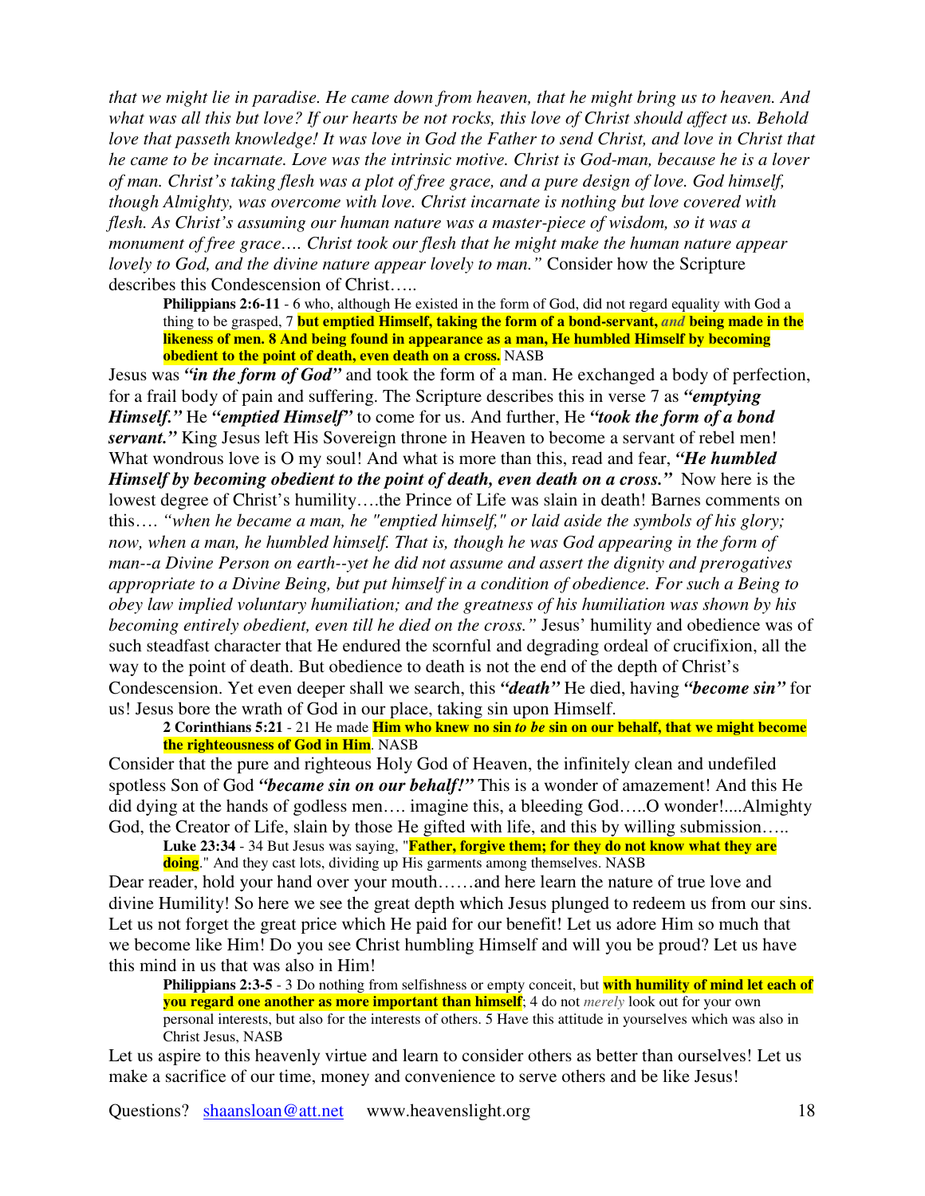*that we might lie in paradise. He came down from heaven, that he might bring us to heaven. And what was all this but love? If our hearts be not rocks, this love of Christ should affect us. Behold love that passeth knowledge! It was love in God the Father to send Christ, and love in Christ that he came to be incarnate. Love was the intrinsic motive. Christ is God-man, because he is a lover of man. Christ's taking flesh was a plot of free grace, and a pure design of love. God himself, though Almighty, was overcome with love. Christ incarnate is nothing but love covered with flesh. As Christ's assuming our human nature was a master-piece of wisdom, so it was a monument of free grace…. Christ took our flesh that he might make the human nature appear lovely to God, and the divine nature appear lovely to man."* Consider how the Scripture describes this Condescension of Christ…..

> **Philippians 2:6-11** - 6 who, although He existed in the form of God, did not regard equality with God a thing to be grasped, 7 **but emptied Himself, taking the form of a bond-servant,** *and* **being made in the likeness of men. 8 And being found in appearance as a man, He humbled Himself by becoming obedient to the point of death, even death on a cross.** NASB

Jesus was ***"in the form of God"*** and took the form of a man. He exchanged a body of perfection, for a frail body of pain and suffering. The Scripture describes this in verse 7 as ***"emptying Himself."*** He ***"emptied Himself"*** to come for us. And further, He ***"took the form of a bond servant."*** King Jesus left His Sovereign throne in Heaven to become a servant of rebel men! What wondrous love is O my soul! And what is more than this, read and fear, ***"He humbled Himself by becoming obedient to the point of death, even death on a cross."*** Now here is the lowest degree of Christ's humility….the Prince of Life was slain in death! Barnes comments on this…. *"when he became a man, he "emptied himself," or laid aside the symbols of his glory; now, when a man, he humbled himself. That is, though he was God appearing in the form of man--a Divine Person on earth--yet he did not assume and assert the dignity and prerogatives appropriate to a Divine Being, but put himself in a condition of obedience. For such a Being to obey law implied voluntary humiliation; and the greatness of his humiliation was shown by his becoming entirely obedient, even till he died on the cross."* Jesus' humility and obedience was of such steadfast character that He endured the scornful and degrading ordeal of crucifixion, all the way to the point of death. But obedience to death is not the end of the depth of Christ's Condescension. Yet even deeper shall we search, this ***"death"*** He died, having ***"become sin"*** for us! Jesus bore the wrath of God in our place, taking sin upon Himself.

> **2 Corinthians 5:21** - 21 He made **Him who knew no sin** ***to be*** **sin on our behalf, that we might become the righteousness of God in Him**. NASB

Consider that the pure and righteous Holy God of Heaven, the infinitely clean and undefiled spotless Son of God ***"became sin on our behalf!"*** This is a wonder of amazement! And this He did dying at the hands of godless men…. imagine this, a bleeding God…..O wonder!....Almighty God, the Creator of Life, slain by those He gifted with life, and this by willing submission…..

> **Luke 23:34** - 34 But Jesus was saying, "**Father, forgive them; for they do not know what they are doing**." And they cast lots, dividing up His garments among themselves. NASB

Dear reader, hold your hand over your mouth……and here learn the nature of true love and divine Humility! So here we see the great depth which Jesus plunged to redeem us from our sins. Let us not forget the great price which He paid for our benefit! Let us adore Him so much that we become like Him! Do you see Christ humbling Himself and will you be proud? Let us have this mind in us that was also in Him!

> **Philippians 2:3-5** - 3 Do nothing from selfishness or empty conceit, but **with humility of mind let each of you regard one another as more important than himself**; 4 do not *merely* look out for your own personal interests, but also for the interests of others. 5 Have this attitude in yourselves which was also in Christ Jesus, NASB

Let us aspire to this heavenly virtue and learn to consider others as better than ourselves! Let us make a sacrifice of our time, money and convenience to serve others and be like Jesus!

Questions? shaansloan@att.net www.heavenslight.org